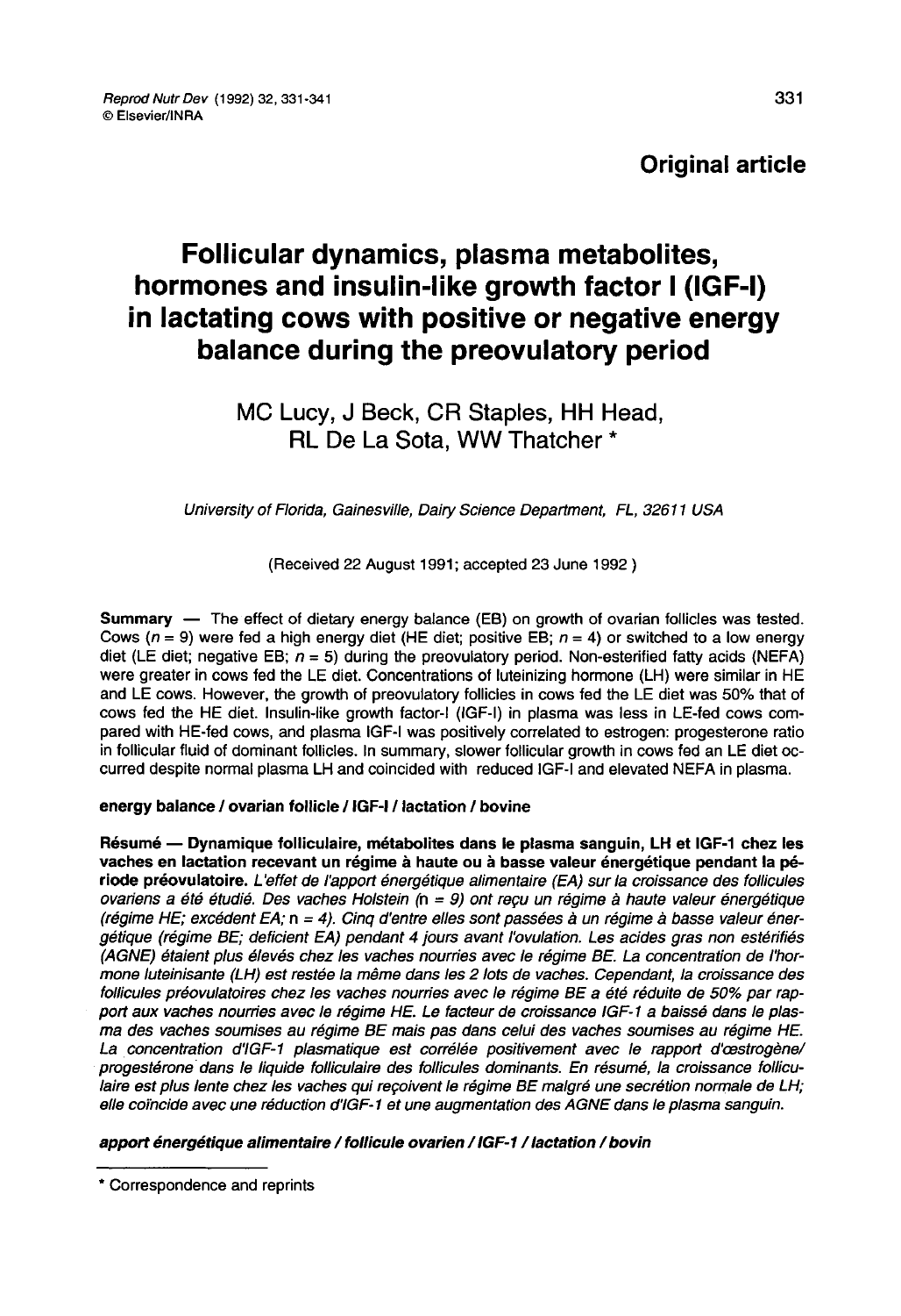**Original article**

# Follicular dynamics, plasma metabolites, hormones and insulin-like growth factor I (IGF-I) in lactating cows with positive or negative energy balance during the preovulatory period

MC Lucy, J Beck, CR Staples, HH Head, RL De La Sota, WW Thatcher *

*University of Florida, Gainesville, Dairy Science Department, FL, 32611 USA*

(Received 22 August 1991; accepted 23 June 1992)

**Summary** — The effect of dietary energy balance (EB) on growth of ovarian follicles was tested. Cows ($n$ = 9) were fed a high energy diet (HE diet; positive EB; $n$ = 4) or switched to a low energy diet (LE diet; negative EB; $n$ = 5) during the preovulatory period. Non-esterified fatty acids (NEFA) were greater in cows fed the LE diet. Concentrations of luteinizing hormone (LH) were similar in HE and LE cows. However, the growth of preovulatory follicles in cows fed the LE diet was 50% that of cows fed the HE diet. Insulin-like growth factor-I (IGF-I) in plasma was less in LE-fed cows compared with HE-fed cows, and plasma IGF-I was positively correlated to estrogen: progesterone ratio in follicular fluid of dominant follicles. In summary, slower follicular growth in cows fed an LE diet occurred despite normal plasma LH and coincided with reduced IGF-I and elevated NEFA in plasma.

**energy balance / ovarian follicle / IGF-I / lactation / bovine**

**Résumé** — **Dynamique folliculaire, métabolites dans le plasma sanguin, LH et IGF-1 chez les vaches en lactation recevant un régime à haute ou à basse valeur énergétique pendant la période préovulatoire.** *L'effet de l'apport énergétique alimentaire (EA) sur la croissance des follicules ovariens a été étudié. Des vaches Holstein (n = 9) ont reçu un régime à haute valeur énergétique (régime HE; excédent EA; n = 4). Cinq d'entre elles sont passées à un régime à basse valeur énergétique (régime BE; deficient EA) pendant 4 jours avant l'ovulation. Les acides gras non estérifiés (AGNE) étaient plus élevés chez les vaches nourries avec le régime BE. La concentration de l'hormone luteinisante (LH) est restée la même dans les 2 lots de vaches. Cependant, la croissance des follicules préovulatoires chez les vaches nourries avec le régime BE a été réduite de 50% par rapport aux vaches nourries avec le régime HE. Le facteur de croissance IGF-1 a baissé dans le plasma des vaches soumises au régime BE mais pas dans celui des vaches soumises au régime HE. La concentration d'IGF-1 plasmatique est corrélée positivement avec le rapport d'œstrogène/progestérone dans le liquide folliculaire des follicules dominants. En résumé, la croissance folliculaire est plus lente chez les vaches qui reçoivent le régime BE malgré une secrétion normale de LH; elle coïncide avec une réduction d'IGF-1 et une augmentation des AGNE dans le plasma sanguin.*

***apport énergétique alimentaire / follicule ovarien / IGF-1 / lactation / bovin***

---

\* Correspondence and reprints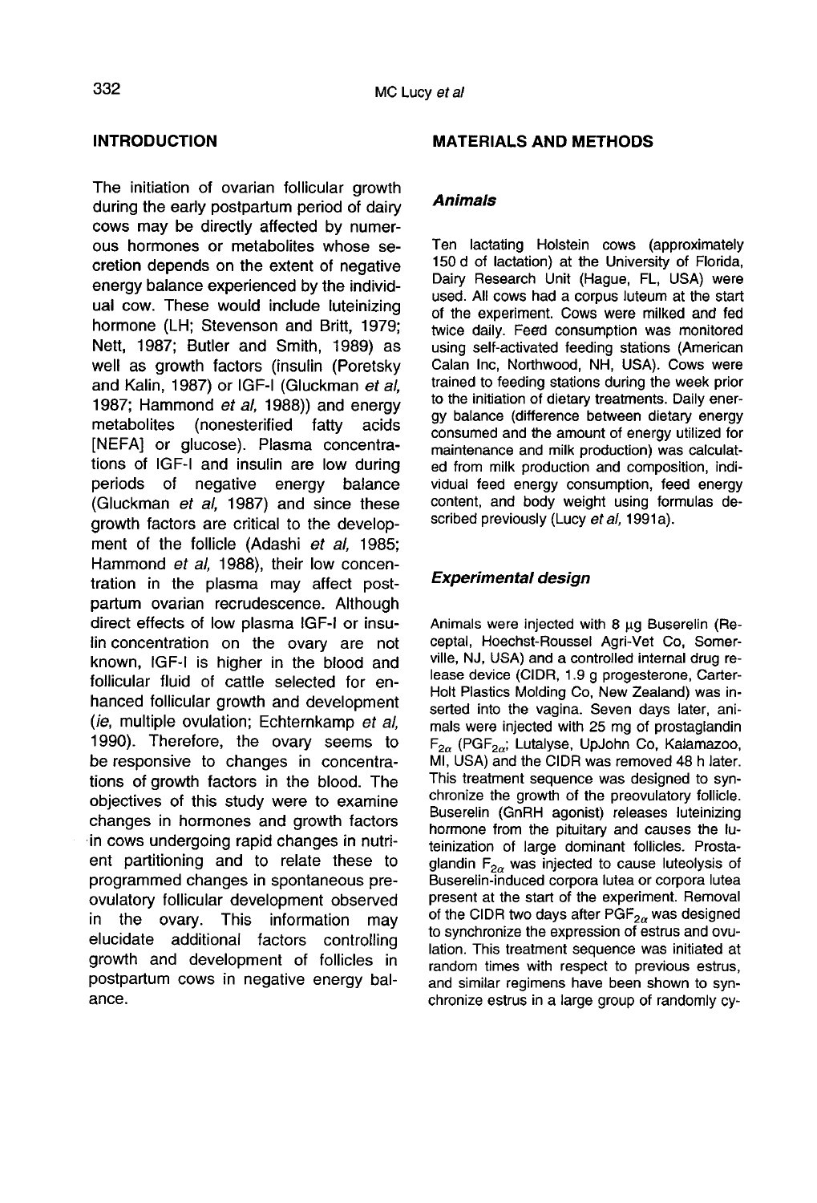## INTRODUCTION

The initiation of ovarian follicular growth during the early postpartum period of dairy cows may be directly affected by numerous hormones or metabolites whose secretion depends on the extent of negative energy balance experienced by the individual cow. These would include luteinizing hormone (LH; Stevenson and Britt, 1979; Nett, 1987; Butler and Smith, 1989) as well as growth factors (insulin (Poretsky and Kalin, 1987) or IGF-I (Gluckman *et al*, 1987; Hammond *et al*, 1988)) and energy metabolites (nonesterified fatty acids [NEFA] or glucose). Plasma concentrations of IGF-I and insulin are low during periods of negative energy balance (Gluckman *et al*, 1987) and since these growth factors are critical to the development of the follicle (Adashi *et al*, 1985; Hammond *et al*, 1988), their low concentration in the plasma may affect postpartum ovarian recrudescence. Although direct effects of low plasma IGF-I or insulin concentration on the ovary are not known, IGF-I is higher in the blood and follicular fluid of cattle selected for enhanced follicular growth and development (*ie*, multiple ovulation; Echternkamp *et al*, 1990). Therefore, the ovary seems to be responsive to changes in concentrations of growth factors in the blood. The objectives of this study were to examine changes in hormones and growth factors in cows undergoing rapid changes in nutrient partitioning and to relate these to programmed changes in spontaneous preovulatory follicular development observed in the ovary. This information may elucidate additional factors controlling growth and development of follicles in postpartum cows in negative energy balance.

## MATERIALS AND METHODS

### *Animals*

Ten lactating Holstein cows (approximately 150 d of lactation) at the University of Florida, Dairy Research Unit (Hague, FL, USA) were used. All cows had a corpus luteum at the start of the experiment. Cows were milked and fed twice daily. Feed consumption was monitored using self-activated feeding stations (American Calan Inc, Northwood, NH, USA). Cows were trained to feeding stations during the week prior to the initiation of dietary treatments. Daily energy balance (difference between dietary energy consumed and the amount of energy utilized for maintenance and milk production) was calculated from milk production and composition, individual feed energy consumption, feed energy content, and body weight using formulas described previously (Lucy *et al*, 1991a).

### *Experimental design*

Animals were injected with 8 µg Buserelin (Receptal, Hoechst-Roussel Agri-Vet Co, Somerville, NJ, USA) and a controlled internal drug release device (CIDR, 1.9 g progesterone, Carter-Holt Plastics Molding Co, New Zealand) was inserted into the vagina. Seven days later, animals were injected with 25 mg of prostaglandin $F_{2\alpha}$ ($PGF_{2\alpha}$; Lutalyse, UpJohn Co, Kalamazoo, MI, USA) and the CIDR was removed 48 h later. This treatment sequence was designed to synchronize the growth of the preovulatory follicle. Buserelin (GnRH agonist) releases luteinizing hormone from the pituitary and causes the luteinization of large dominant follicles. Prostaglandin $F_{2\alpha}$ was injected to cause luteolysis of Buserelin-induced corpora lutea or corpora lutea present at the start of the experiment. Removal of the CIDR two days after $PGF_{2\alpha}$ was designed to synchronize the expression of estrus and ovulation. This treatment sequence was initiated at random times with respect to previous estrus, and similar regimens have been shown to synchronize estrus in a large group of randomly cy-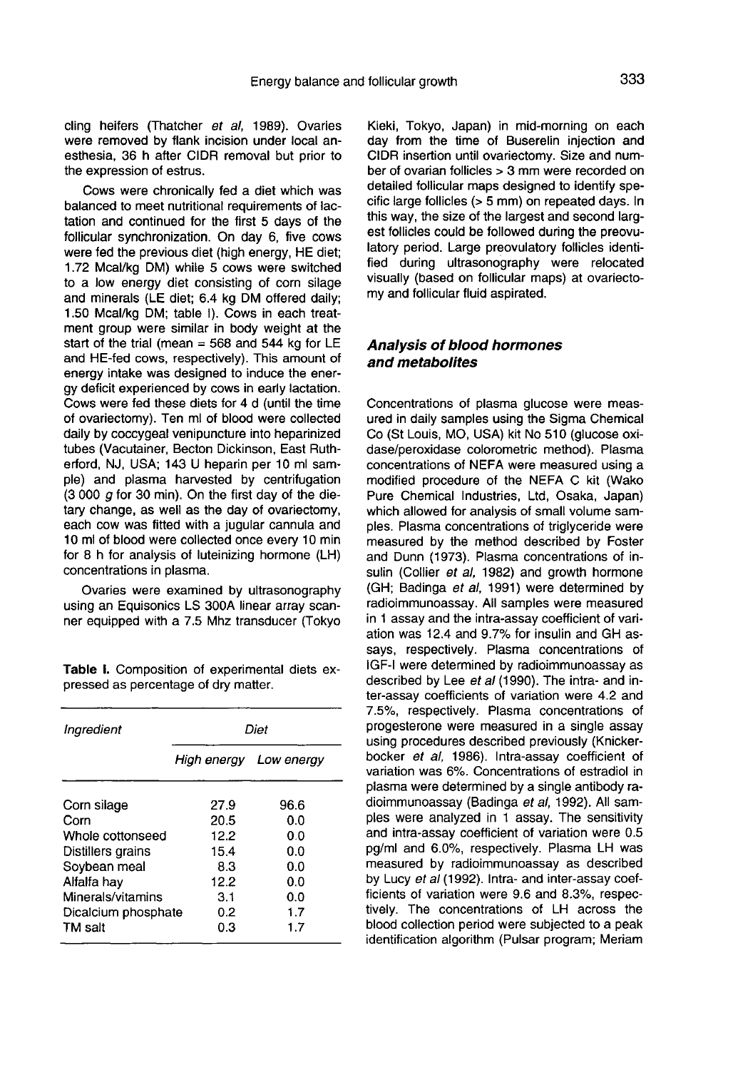cling heifers (Thatcher *et al*, 1989). Ovaries were removed by flank incision under local anesthesia, 36 h after CIDR removal but prior to the expression of estrus.

Cows were chronically fed a diet which was balanced to meet nutritional requirements of lactation and continued for the first 5 days of the follicular synchronization. On day 6, five cows were fed the previous diet (high energy, HE diet; 1.72 Mcal/kg DM) while 5 cows were switched to a low energy diet consisting of corn silage and minerals (LE diet; 6.4 kg DM offered daily; 1.50 Mcal/kg DM; table I). Cows in each treatment group were similar in body weight at the start of the trial (mean = 568 and 544 kg for LE and HE-fed cows, respectively). This amount of energy intake was designed to induce the energy deficit experienced by cows in early lactation. Cows were fed these diets for 4 d (until the time of ovariectomy). Ten ml of blood were collected daily by coccygeal venipuncture into heparinized tubes (Vacutainer, Becton Dickinson, East Rutherford, NJ, USA; 143 U heparin per 10 ml sample) and plasma harvested by centrifugation (3 000 *g* for 30 min). On the first day of the dietary change, as well as the day of ovariectomy, each cow was fitted with a jugular cannula and 10 ml of blood were collected once every 10 min for 8 h for analysis of luteinizing hormone (LH) concentrations in plasma.

Ovaries were examined by ultrasonography using an Equisonics LS 300A linear array scanner equipped with a 7.5 Mhz transducer (Tokyo Kieki, Tokyo, Japan) in mid-morning on each day from the time of Buserelin injection and CIDR insertion until ovariectomy. Size and number of ovarian follicles > 3 mm were recorded on detailed follicular maps designed to identify specific large follicles (> 5 mm) on repeated days. In this way, the size of the largest and second largest follicles could be followed during the preovulatory period. Large preovulatory follicles identified during ultrasonography were relocated visually (based on follicular maps) at ovariectomy and follicular fluid aspirated.

**Table I.** Composition of experimental diets expressed as percentage of dry matter.

| *Ingredient* | *Diet* | |
|---|---|---|
| | *High energy* | *Low energy* |
| Corn silage | 27.9 | 96.6 |
| Corn | 20.5 | 0.0 |
| Whole cottonseed | 12.2 | 0.0 |
| Distillers grains | 15.4 | 0.0 |
| Soybean meal | 8.3 | 0.0 |
| Alfalfa hay | 12.2 | 0.0 |
| Minerals/vitamins | 3.1 | 0.0 |
| Dicalcium phosphate | 0.2 | 1.7 |
| TM salt | 0.3 | 1.7 |

### *Analysis of blood hormones and metabolites*

Concentrations of plasma glucose were measured in daily samples using the Sigma Chemical Co (St Louis, MO, USA) kit No 510 (glucose oxidase/peroxidase colorometric method). Plasma concentrations of NEFA were measured using a modified procedure of the NEFA C kit (Wako Pure Chemical Industries, Ltd, Osaka, Japan) which allowed for analysis of small volume samples. Plasma concentrations of triglyceride were measured by the method described by Foster and Dunn (1973). Plasma concentrations of insulin (Collier *et al*, 1982) and growth hormone (GH; Badinga *et al*, 1991) were determined by radioimmunoassay. All samples were measured in 1 assay and the intra-assay coefficient of variation was 12.4 and 9.7% for insulin and GH assays, respectively. Plasma concentrations of IGF-I were determined by radioimmunoassay as described by Lee *et al* (1990). The intra- and inter-assay coefficients of variation were 4.2 and 7.5%, respectively. Plasma concentrations of progesterone were measured in a single assay using procedures described previously (Knickerbocker *et al*, 1986). Intra-assay coefficient of variation was 6%. Concentrations of estradiol in plasma were determined by a single antibody radioimmunoassay (Badinga *et al*, 1992). All samples were analyzed in 1 assay. The sensitivity and intra-assay coefficient of variation were 0.5 pg/ml and 6.0%, respectively. Plasma LH was measured by radioimmunoassay as described by Lucy *et al* (1992). Intra- and inter-assay coefficients of variation were 9.6 and 8.3%, respectively. The concentrations of LH across the blood collection period were subjected to a peak identification algorithm (Pulsar program; Meriam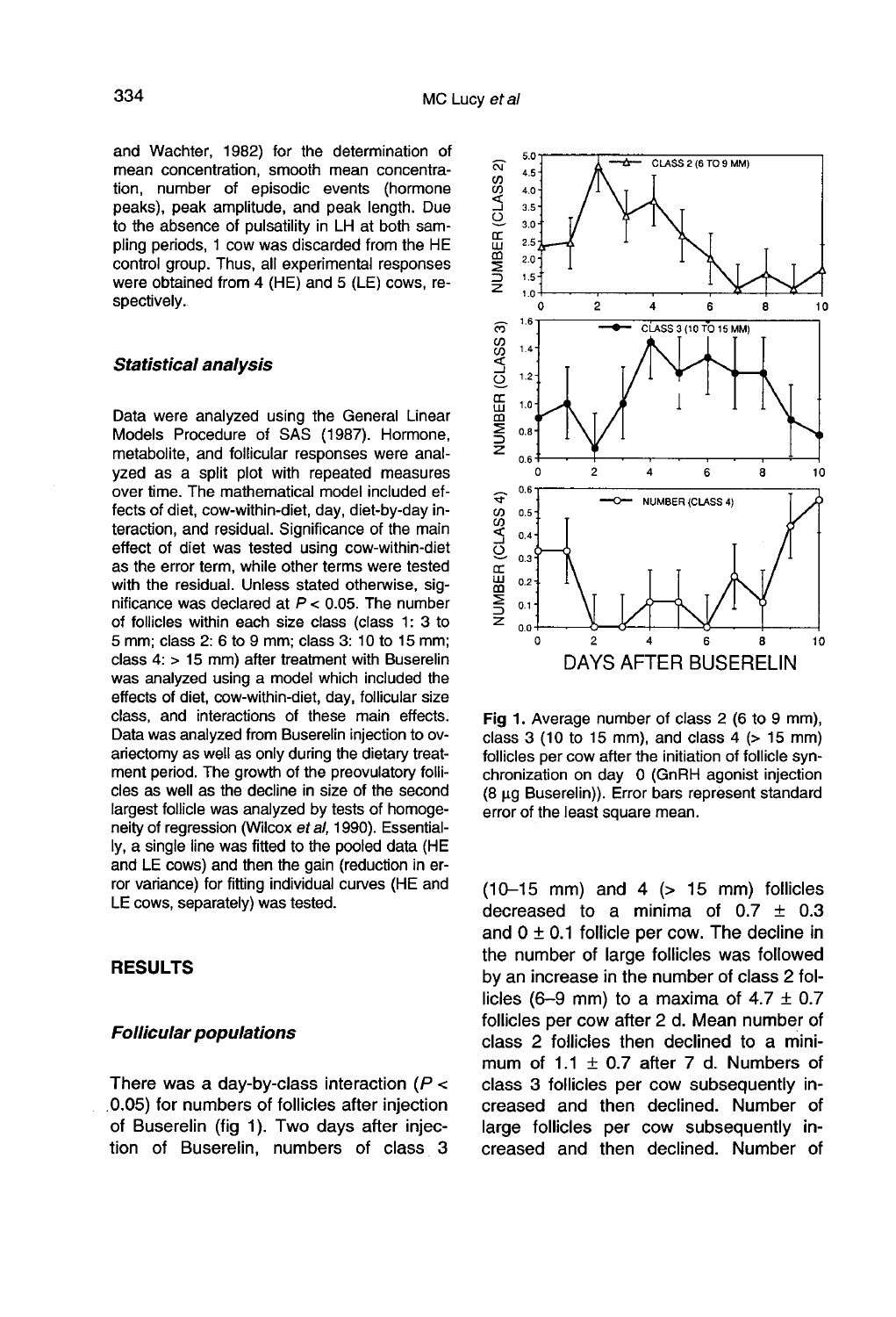and Wachter, 1982) for the determination of mean concentration, smooth mean concentration, number of episodic events (hormone peaks), peak amplitude, and peak length. Due to the absence of pulsatility in LH at both sampling periods, 1 cow was discarded from the HE control group. Thus, all experimental responses were obtained from 4 (HE) and 5 (LE) cows, respectively.

### *Statistical analysis*

Data were analyzed using the General Linear Models Procedure of SAS (1987). Hormone, metabolite, and follicular responses were analyzed as a split plot with repeated measures over time. The mathematical model included effects of diet, cow-within-diet, day, diet-by-day interaction, and residual. Significance of the main effect of diet was tested using cow-within-diet as the error term, while other terms were tested with the residual. Unless stated otherwise, significance was declared at $P < 0.05$. The number of follicles within each size class (class 1: 3 to 5 mm; class 2: 6 to 9 mm; class 3: 10 to 15 mm; class 4: > 15 mm) after treatment with Buserelin was analyzed using a model which included the effects of diet, cow-within-diet, day, follicular size class, and interactions of these main effects. Data was analyzed from Buserelin injection to ovariectomy as well as only during the dietary treatment period. The growth of the preovulatory follicles as well as the decline in size of the second largest follicle was analyzed by tests of homogeneity of regression (Wilcox *et al*, 1990). Essentially, a single line was fitted to the pooled data (HE and LE cows) and then the gain (reduction in error variance) for fitting individual curves (HE and LE cows, separately) was tested.

## RESULTS

### *Follicular populations*

There was a day-by-class interaction ($P < 0.05$) for numbers of follicles after injection of Buserelin (fig 1). Two days after injection of Buserelin, numbers of class 3 (10–15 mm) and 4 (> 15 mm) follicles decreased to a minima of 0.7 ± 0.3 and 0 ± 0.1 follicle per cow. The decline in the number of large follicles was followed by an increase in the number of class 2 follicles (6–9 mm) to a maxima of 4.7 ± 0.7 follicles per cow after 2 d. Mean number of class 2 follicles then declined to a minimum of 1.1 ± 0.7 after 7 d. Numbers of class 3 follicles per cow subsequently increased and then declined. Number of large follicles per cow subsequently increased and then declined. Number of

**Fig 1.** Average number of class 2 (6 to 9 mm), class 3 (10 to 15 mm), and class 4 (> 15 mm) follicles per cow after the initiation of follicle synchronization on day 0 (GnRH agonist injection (8 µg Buserelin)). Error bars represent standard error of the least square mean.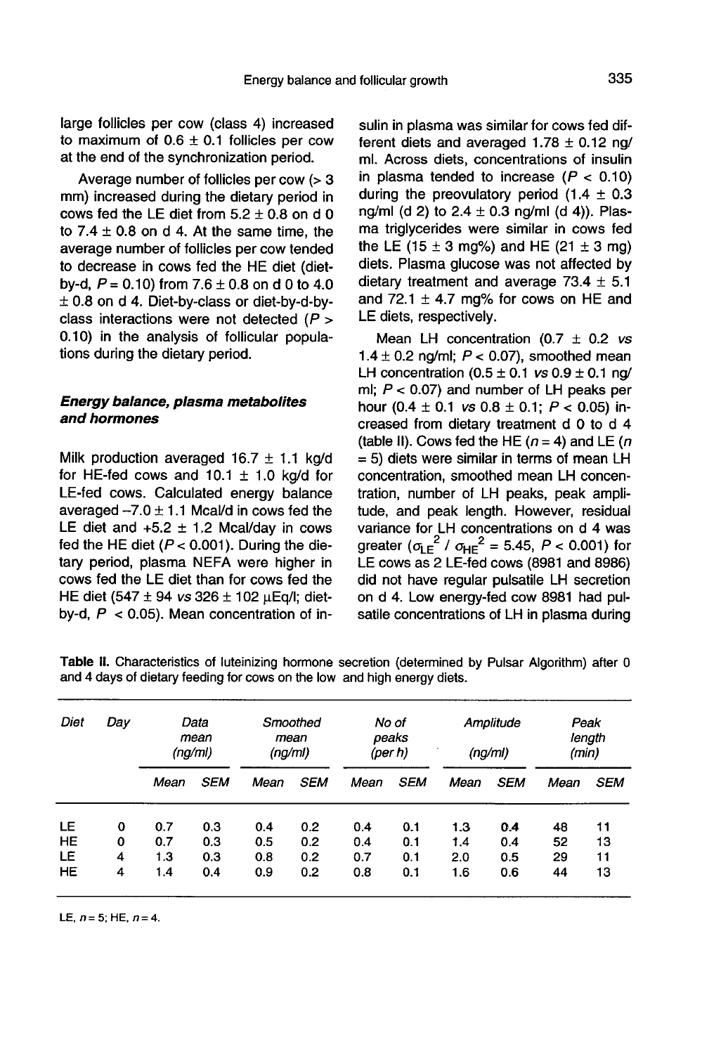large follicles per cow (class 4) increased to maximum of 0.6 ± 0.1 follicles per cow at the end of the synchronization period.

Average number of follicles per cow (> 3 mm) increased during the dietary period in cows fed the LE diet from 5.2 ± 0.8 on d 0 to 7.4 ± 0.8 on d 4. At the same time, the average number of follicles per cow tended to decrease in cows fed the HE diet (diet-by-d, $P = 0.10$) from 7.6 ± 0.8 on d 0 to 4.0 ± 0.8 on d 4. Diet-by-class or diet-by-d-by-class interactions were not detected ($P > 0.10$) in the analysis of follicular populations during the dietary period.

### *Energy balance, plasma metabolites and hormones*

Milk production averaged 16.7 ± 1.1 kg/d for HE-fed cows and 10.1 ± 1.0 kg/d for LE-fed cows. Calculated energy balance averaged –7.0 ± 1.1 Mcal/d in cows fed the LE diet and +5.2 ± 1.2 Mcal/day in cows fed the HE diet ($P < 0.001$). During the dietary period, plasma NEFA were higher in cows fed the LE diet than for cows fed the HE diet (547 ± 94 *vs* 326 ± 102 μEq/l; diet-by-d, $P < 0.05$). Mean concentration of insulin in plasma was similar for cows fed different diets and averaged 1.78 ± 0.12 ng/ml. Across diets, concentrations of insulin in plasma tended to increase ($P < 0.10$) during the preovulatory period (1.4 ± 0.3 ng/ml (d 2) to 2.4 ± 0.3 ng/ml (d 4)). Plasma triglycerides were similar in cows fed the LE (15 ± 3 mg%) and HE (21 ± 3 mg) diets. Plasma glucose was not affected by dietary treatment and average 73.4 ± 5.1 and 72.1 ± 4.7 mg% for cows on HE and LE diets, respectively.

Mean LH concentration (0.7 ± 0.2 *vs* 1.4 ± 0.2 ng/ml; $P < 0.07$), smoothed mean LH concentration (0.5 ± 0.1 *vs* 0.9 ± 0.1 ng/ml; $P < 0.07$) and number of LH peaks per hour (0.4 ± 0.1 *vs* 0.8 ± 0.1; $P < 0.05$) increased from dietary treatment d 0 to d 4 (table II). Cows fed the HE ($n = 4$) and LE ($n = 5$) diets were similar in terms of mean LH concentration, smoothed mean LH concentration, number of LH peaks, peak amplitude, and peak length. However, residual variance for LH concentrations on d 4 was greater ($\sigma_{LE}^2 / \sigma_{HE}^2 = 5.45$, $P < 0.001$) for LE cows as 2 LE-fed cows (8981 and 8986) did not have regular pulsatile LH secretion on d 4. Low energy-fed cow 8981 had pulsatile concentrations of LH in plasma during

**Table II.** Characteristics of luteinizing hormone secretion (determined by Pulsar Algorithm) after 0 and 4 days of dietary feeding for cows on the low and high energy diets.

| Diet | Day | Data mean (ng/ml) | | Smoothed mean (ng/ml) | | No of peaks (per h) | | Amplitude (ng/ml) | | Peak length (min) | |
|---|---|---|---|---|---|---|---|---|---|---|---|
| | | Mean | SEM | Mean | SEM | Mean | SEM | Mean | SEM | Mean | SEM |
| LE | 0 | 0.7 | 0.3 | 0.4 | 0.2 | 0.4 | 0.1 | 1.3 | 0.4 | 48 | 11 |
| HE | 0 | 0.7 | 0.3 | 0.5 | 0.2 | 0.4 | 0.1 | 1.4 | 0.4 | 52 | 13 |
| LE | 4 | 1.3 | 0.3 | 0.8 | 0.2 | 0.7 | 0.1 | 2.0 | 0.5 | 29 | 11 |
| HE | 4 | 1.4 | 0.4 | 0.9 | 0.2 | 0.8 | 0.1 | 1.6 | 0.6 | 44 | 13 |

LE, $n = 5$; HE, $n = 4$.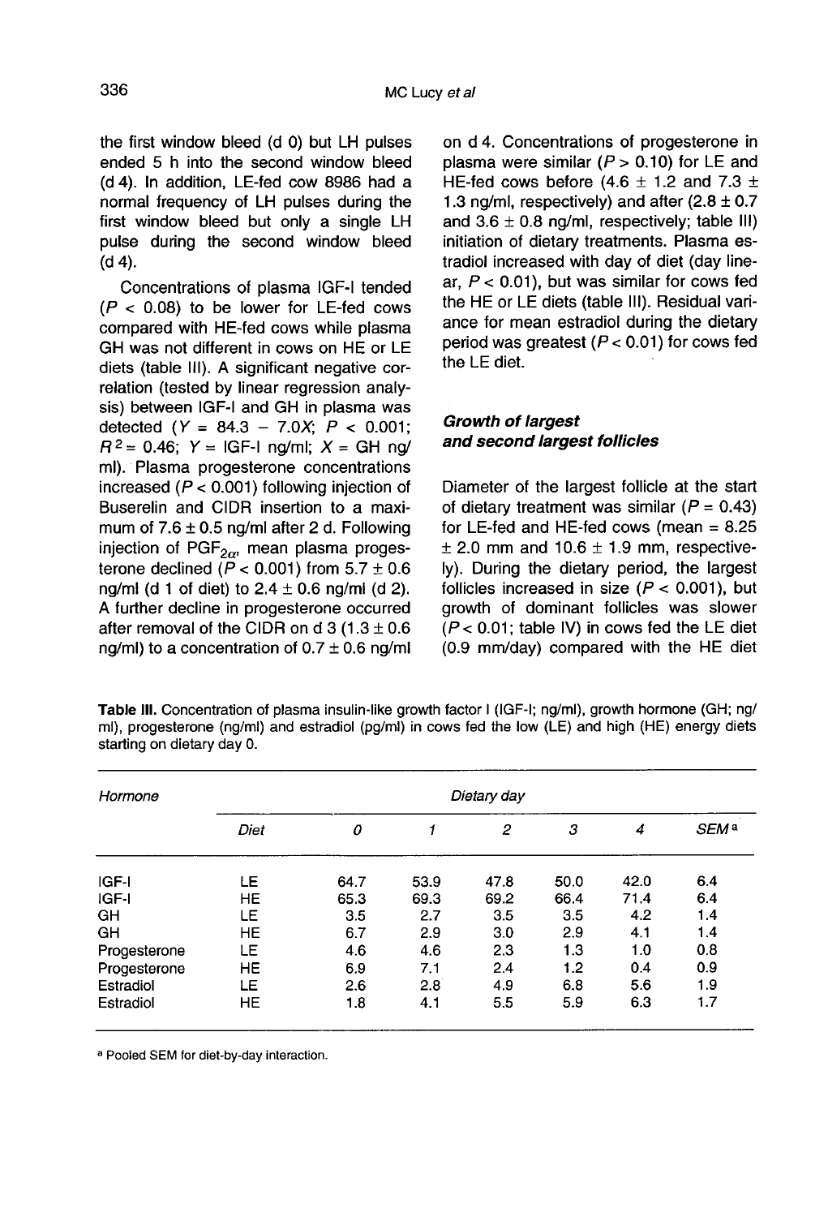the first window bleed (d 0) but LH pulses ended 5 h into the second window bleed (d 4). In addition, LE-fed cow 8986 had a normal frequency of LH pulses during the first window bleed but only a single LH pulse during the second window bleed (d 4).

Concentrations of plasma IGF-I tended ($P < 0.08$) to be lower for LE-fed cows compared with HE-fed cows while plasma GH was not different in cows on HE or LE diets (table III). A significant negative correlation (tested by linear regression analysis) between IGF-I and GH in plasma was detected ($Y = 84.3 - 7.0X$; $P < 0.001$; $R^2 = 0.46$; $Y$ = IGF-I ng/ml; $X$ = GH ng/ml). Plasma progesterone concentrations increased ($P < 0.001$) following injection of Buserelin and CIDR insertion to a maximum of $7.6 \pm 0.5$ ng/ml after 2 d. Following injection of $PGF_{2\alpha}$, mean plasma progesterone declined ($P < 0.001$) from $5.7 \pm 0.6$ ng/ml (d 1 of diet) to $2.4 \pm 0.6$ ng/ml (d 2). A further decline in progesterone occurred after removal of the CIDR on d 3 ($1.3 \pm 0.6$ ng/ml) to a concentration of $0.7 \pm 0.6$ ng/ml on d 4. Concentrations of progesterone in plasma were similar ($P > 0.10$) for LE and HE-fed cows before ($4.6 \pm 1.2$ and $7.3 \pm 1.3$ ng/ml, respectively) and after ($2.8 \pm 0.7$ and $3.6 \pm 0.8$ ng/ml, respectively; table III) initiation of dietary treatments. Plasma estradiol increased with day of diet (day linear, $P < 0.01$), but was similar for cows fed the HE or LE diets (table III). Residual variance for mean estradiol during the dietary period was greatest ($P < 0.01$) for cows fed the LE diet.

### *Growth of largest and second largest follicles*

Diameter of the largest follicle at the start of dietary treatment was similar ($P = 0.43$) for LE-fed and HE-fed cows (mean = $8.25 \pm 2.0$ mm and $10.6 \pm 1.9$ mm, respectively). During the dietary period, the largest follicles increased in size ($P < 0.001$), but growth of dominant follicles was slower ($P < 0.01$; table IV) in cows fed the LE diet (0.9 mm/day) compared with the HE diet

**Table III.** Concentration of plasma insulin-like growth factor I (IGF-I; ng/ml), growth hormone (GH; ng/ml), progesterone (ng/ml) and estradiol (pg/ml) in cows fed the low (LE) and high (HE) energy diets starting on dietary day 0.

| *Hormone* | | *Dietary day* | | | | | |
|---|---|---|---|---|---|---|---|
| | *Diet* | *0* | *1* | *2* | *3* | *4* | *SEM*[a] |
| IGF-I | LE | 64.7 | 53.9 | 47.8 | 50.0 | 42.0 | 6.4 |
| IGF-I | HE | 65.3 | 69.3 | 69.2 | 66.4 | 71.4 | 6.4 |
| GH | LE | 3.5 | 2.7 | 3.5 | 3.5 | 4.2 | 1.4 |
| GH | HE | 6.7 | 2.9 | 3.0 | 2.9 | 4.1 | 1.4 |
| Progesterone | LE | 4.6 | 4.6 | 2.3 | 1.3 | 1.0 | 0.8 |
| Progesterone | HE | 6.9 | 7.1 | 2.4 | 1.2 | 0.4 | 0.9 |
| Estradiol | LE | 2.6 | 2.8 | 4.9 | 6.8 | 5.6 | 1.9 |
| Estradiol | HE | 1.8 | 4.1 | 5.5 | 5.9 | 6.3 | 1.7 |

[a] Pooled SEM for diet-by-day interaction.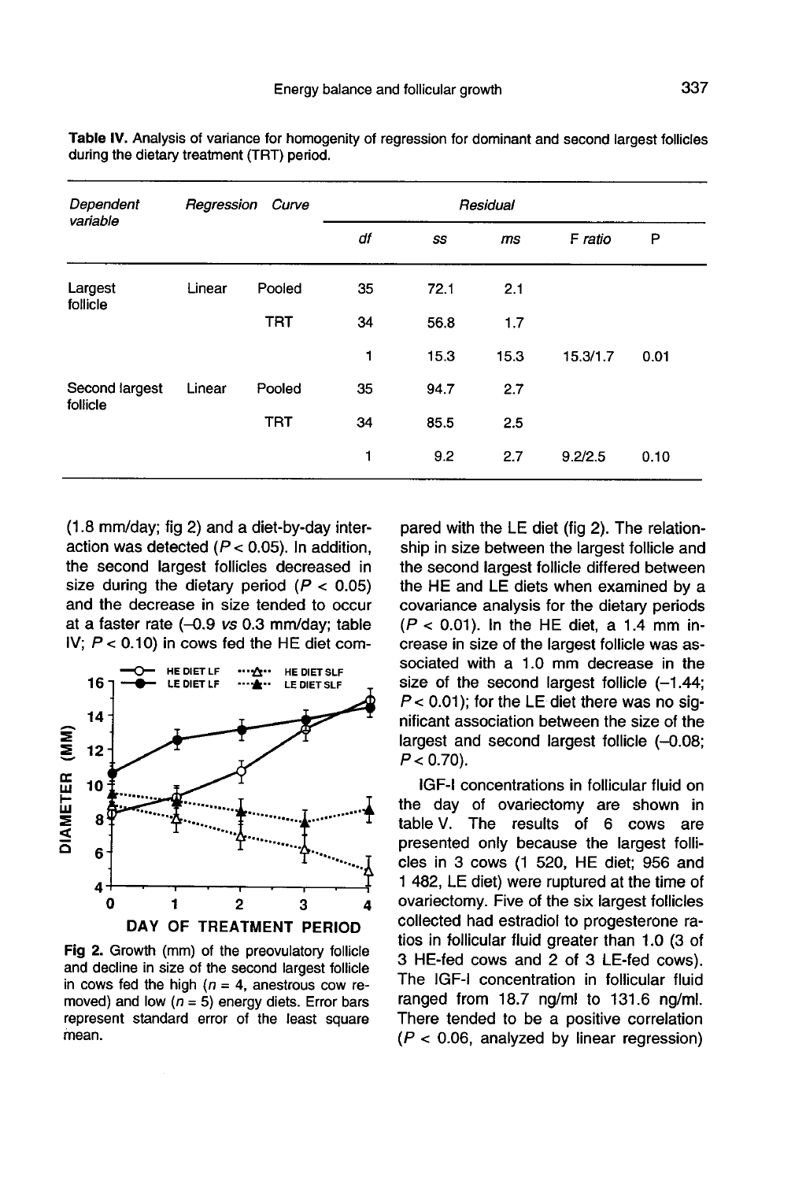**Table IV.** Analysis of variance for homogenity of regression for dominant and second largest follicles during the dietary treatment (TRT) period.

| *Dependent variable* | *Regression* | *Curve* | *Residual* | | | | |
|---|---|---|---|---|---|---|---|
| | | | *df* | *ss* | *ms* | *F ratio* | P |
| Largest follicle | Linear | Pooled | 35 | 72.1 | 2.1 | | |
| | | TRT | 34 | 56.8 | 1.7 | | |
| | | | 1 | 15.3 | 15.3 | 15.3/1.7 | 0.01 |
| Second largest follicle | Linear | Pooled | 35 | 94.7 | 2.7 | | |
| | | TRT | 34 | 85.5 | 2.5 | | |
| | | | 1 | 9.2 | 2.7 | 9.2/2.5 | 0.10 |

(1.8 mm/day; fig 2) and a diet-by-day interaction was detected ($P < 0.05$). In addition, the second largest follicles decreased in size during the dietary period ($P < 0.05$) and the decrease in size tended to occur at a faster rate (–0.9 *vs* 0.3 mm/day; table IV; $P < 0.10$) in cows fed the HE diet compared with the LE diet (fig 2). The relationship in size between the largest follicle and the second largest follicle differed between the HE and LE diets when examined by a covariance analysis for the dietary periods ($P < 0.01$). In the HE diet, a 1.4 mm increase in size of the largest follicle was associated with a 1.0 mm decrease in the size of the second largest follicle (–1.44; $P < 0.01$); for the LE diet there was no significant association between the size of the largest and second largest follicle (–0.08; $P < 0.70$).

**Fig 2.** Growth (mm) of the preovulatory follicle and decline in size of the second largest follicle in cows fed the high ($n = 4$, anestrous cow removed) and low ($n = 5$) energy diets. Error bars represent standard error of the least square mean.

IGF-I concentrations in follicular fluid on the day of ovariectomy are shown in table V. The results of 6 cows are presented only because the largest follicles in 3 cows (1 520, HE diet; 956 and 1 482, LE diet) were ruptured at the time of ovariectomy. Five of the six largest follicles collected had estradiol to progesterone ratios in follicular fluid greater than 1.0 (3 of 3 HE-fed cows and 2 of 3 LE-fed cows). The IGF-I concentration in follicular fluid ranged from 18.7 ng/ml to 131.6 ng/ml. There tended to be a positive correlation ($P < 0.06$, analyzed by linear regression)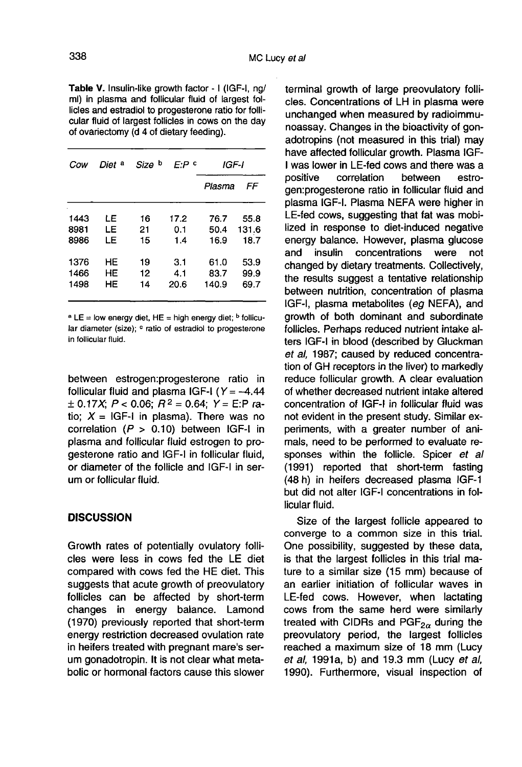**Table V.** Insulin-like growth factor - I (IGF-I, ng/ml) in plasma and follicular fluid of largest follicles and estradiol to progesterone ratio for follicular fluid of largest follicles in cows on the day of ovariectomy (d 4 of dietary feeding).

| Cow | Diet [a] | Size [b] | E:P [c] | IGF-I | |
|---|---|---|---|---|---|
| | | | | Plasma | FF |
| 1443 | LE | 16 | 17.2 | 76.7 | 55.8 |
| 8981 | LE | 21 | 0.1 | 50.4 | 131.6 |
| 8986 | LE | 15 | 1.4 | 16.9 | 18.7 |
| 1376 | HE | 19 | 3.1 | 61.0 | 53.9 |
| 1466 | HE | 12 | 4.1 | 83.7 | 99.9 |
| 1498 | HE | 14 | 20.6 | 140.9 | 69.7 |

[a] LE = low energy diet, HE = high energy diet; [b] follicular diameter (size); [c] ratio of estradiol to progesterone in follicular fluid.

between estrogen:progesterone ratio in follicular fluid and plasma IGF-I ($Y = -4.44 \pm 0.17X$; $P < 0.06$; $R^2 = 0.64$; $Y$ = E:P ratio; $X$ = IGF-I in plasma). There was no correlation ($P > 0.10$) between IGF-I in plasma and follicular fluid estrogen to progesterone ratio and IGF-I in follicular fluid, or diameter of the follicle and IGF-I in serum or follicular fluid.

## DISCUSSION

Growth rates of potentially ovulatory follicles were less in cows fed the LE diet compared with cows fed the HE diet. This suggests that acute growth of preovulatory follicles can be affected by short-term changes in energy balance. Lamond (1970) previously reported that short-term energy restriction decreased ovulation rate in heifers treated with pregnant mare's serum gonadotropin. It is not clear what metabolic or hormonal factors cause this slower terminal growth of large preovulatory follicles. Concentrations of LH in plasma were unchanged when measured by radioimmunoassay. Changes in the bioactivity of gonadotropins (not measured in this trial) may have affected follicular growth. Plasma IGF-I was lower in LE-fed cows and there was a positive correlation between estrogen:progesterone ratio in follicular fluid and plasma IGF-I. Plasma NEFA were higher in LE-fed cows, suggesting that fat was mobilized in response to diet-induced negative energy balance. However, plasma glucose and insulin concentrations were not changed by dietary treatments. Collectively, the results suggest a tentative relationship between nutrition, concentration of plasma IGF-I, plasma metabolites (*eg* NEFA), and growth of both dominant and subordinate follicles. Perhaps reduced nutrient intake alters IGF-I in blood (described by Gluckman *et al*, 1987; caused by reduced concentration of GH receptors in the liver) to markedly reduce follicular growth. A clear evaluation of whether decreased nutrient intake altered concentration of IGF-I in follicular fluid was not evident in the present study. Similar experiments, with a greater number of animals, need to be performed to evaluate responses within the follicle. Spicer *et al* (1991) reported that short-term fasting (48 h) in heifers decreased plasma IGF-1 but did not alter IGF-I concentrations in follicular fluid.

Size of the largest follicle appeared to converge to a common size in this trial. One possibility, suggested by these data, is that the largest follicles in this trial mature to a similar size (15 mm) because of an earlier initiation of follicular waves in LE-fed cows. However, when lactating cows from the same herd were similarly treated with CIDRs and $PGF_{2\alpha}$ during the preovulatory period, the largest follicles reached a maximum size of 18 mm (Lucy *et al*, 1991a, b) and 19.3 mm (Lucy *et al*, 1990). Furthermore, visual inspection of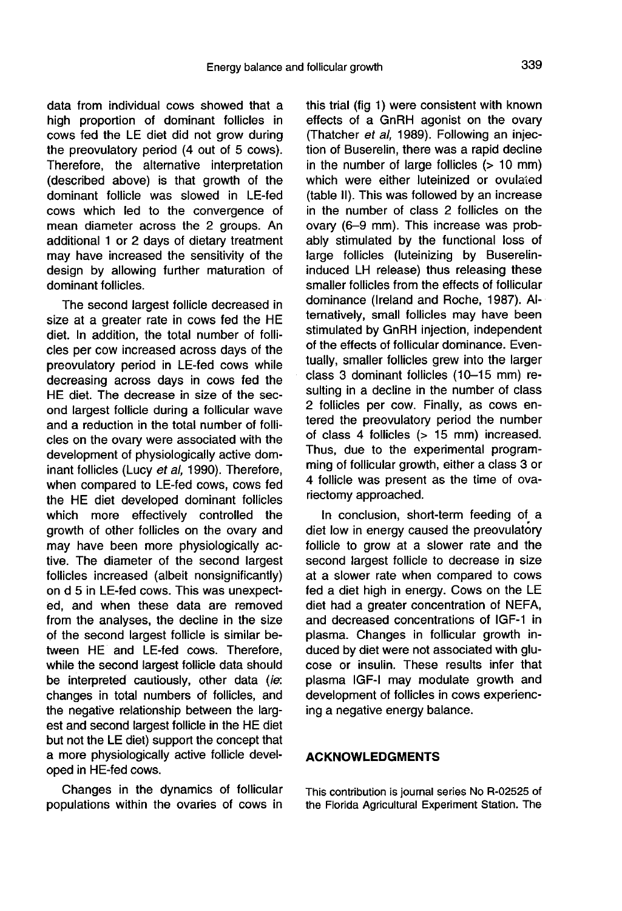data from individual cows showed that a high proportion of dominant follicles in cows fed the LE diet did not grow during the preovulatory period (4 out of 5 cows). Therefore, the alternative interpretation (described above) is that growth of the dominant follicle was slowed in LE-fed cows which led to the convergence of mean diameter across the 2 groups. An additional 1 or 2 days of dietary treatment may have increased the sensitivity of the design by allowing further maturation of dominant follicles.

The second largest follicle decreased in size at a greater rate in cows fed the HE diet. In addition, the total number of follicles per cow increased across days of the preovulatory period in LE-fed cows while decreasing across days in cows fed the HE diet. The decrease in size of the second largest follicle during a follicular wave and a reduction in the total number of follicles on the ovary were associated with the development of physiologically active dominant follicles (Lucy *et al*, 1990). Therefore, when compared to LE-fed cows, cows fed the HE diet developed dominant follicles which more effectively controlled the growth of other follicles on the ovary and may have been more physiologically active. The diameter of the second largest follicles increased (albeit nonsignificantly) on d 5 in LE-fed cows. This was unexpected, and when these data are removed from the analyses, the decline in the size of the second largest follicle is similar between HE and LE-fed cows. Therefore, while the second largest follicle data should be interpreted cautiously, other data (*ie*: changes in total numbers of follicles, and the negative relationship between the largest and second largest follicle in the HE diet but not the LE diet) support the concept that a more physiologically active follicle developed in HE-fed cows.

Changes in the dynamics of follicular populations within the ovaries of cows in this trial (fig 1) were consistent with known effects of a GnRH agonist on the ovary (Thatcher *et al*, 1989). Following an injection of Buserelin, there was a rapid decline in the number of large follicles (> 10 mm) which were either luteinized or ovulated (table II). This was followed by an increase in the number of class 2 follicles on the ovary (6–9 mm). This increase was probably stimulated by the functional loss of large follicles (luteinizing by Buserelin-induced LH release) thus releasing these smaller follicles from the effects of follicular dominance (Ireland and Roche, 1987). Alternatively, small follicles may have been stimulated by GnRH injection, independent of the effects of follicular dominance. Eventually, smaller follicles grew into the larger class 3 dominant follicles (10–15 mm) resulting in a decline in the number of class 2 follicles per cow. Finally, as cows entered the preovulatory period the number of class 4 follicles (> 15 mm) increased. Thus, due to the experimental programming of follicular growth, either a class 3 or 4 follicle was present as the time of ovariectomy approached.

In conclusion, short-term feeding of a diet low in energy caused the preovulatory follicle to grow at a slower rate and the second largest follicle to decrease in size at a slower rate when compared to cows fed a diet high in energy. Cows on the LE diet had a greater concentration of NEFA, and decreased concentrations of IGF-1 in plasma. Changes in follicular growth induced by diet were not associated with glucose or insulin. These results infer that plasma IGF-I may modulate growth and development of follicles in cows experiencing a negative energy balance.

## ACKNOWLEDGMENTS

This contribution is journal series No R-02525 of the Florida Agricultural Experiment Station. The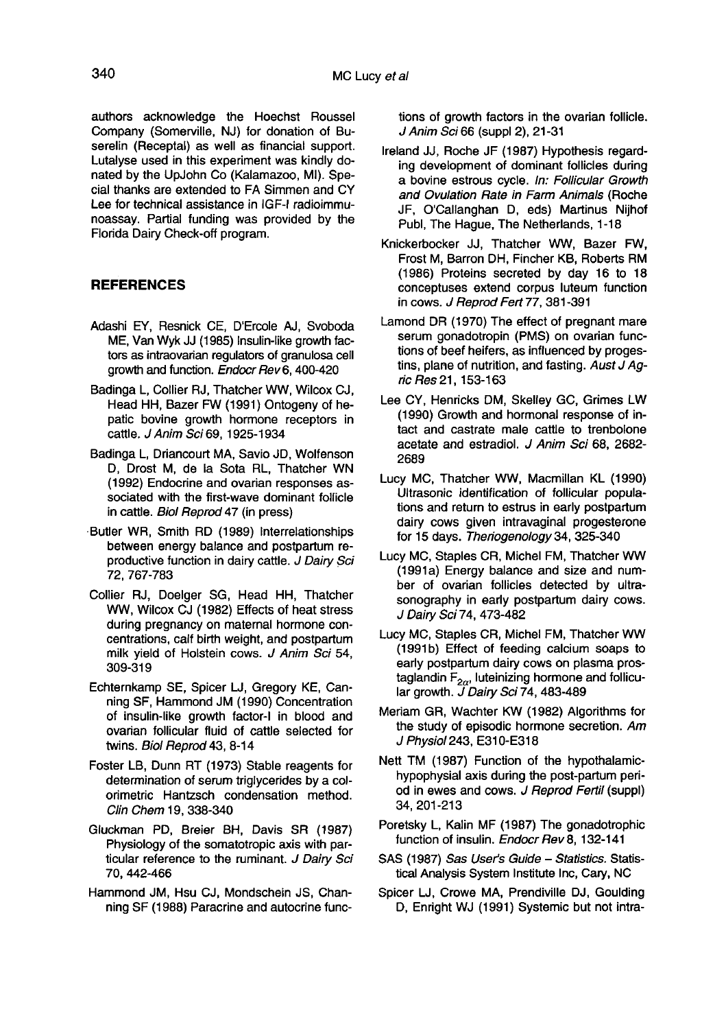authors acknowledge the Hoechst Roussel Company (Somerville, NJ) for donation of Buserelin (Receptal) as well as financial support. Lutalyse used in this experiment was kindly donated by the UpJohn Co (Kalamazoo, MI). Special thanks are extended to FA Simmen and CY Lee for technical assistance in IGF-I radioimmunoassay. Partial funding was provided by the Florida Dairy Check-off program.

## REFERENCES

Adashi EY, Resnick CE, D'Ercole AJ, Svoboda ME, Van Wyk JJ (1985) Insulin-like growth factors as intraovarian regulators of granulosa cell growth and function. *Endocr Rev* 6, 400-420

Badinga L, Collier RJ, Thatcher WW, Wilcox CJ, Head HH, Bazer FW (1991) Ontogeny of hepatic bovine growth hormone receptors in cattle. *J Anim Sci* 69, 1925-1934

Badinga L, Driancourt MA, Savio JD, Wolfenson D, Drost M, de la Sota RL, Thatcher WN (1992) Endocrine and ovarian responses associated with the first-wave dominant follicle in cattle. *Biol Reprod* 47 (in press)

Butler WR, Smith RD (1989) Interrelationships between energy balance and postpartum reproductive function in dairy cattle. *J Dairy Sci* 72, 767-783

Collier RJ, Doelger SG, Head HH, Thatcher WW, Wilcox CJ (1982) Effects of heat stress during pregnancy on maternal hormone concentrations, calf birth weight, and postpartum milk yield of Holstein cows. *J Anim Sci* 54, 309-319

Echternkamp SE, Spicer LJ, Gregory KE, Canning SF, Hammond JM (1990) Concentration of insulin-like growth factor-I in blood and ovarian follicular fluid of cattle selected for twins. *Biol Reprod* 43, 8-14

Foster LB, Dunn RT (1973) Stable reagents for determination of serum triglycerides by a colorimetric Hantzsch condensation method. *Clin Chem* 19, 338-340

Gluckman PD, Breier BH, Davis SR (1987) Physiology of the somatotropic axis with particular reference to the ruminant. *J Dairy Sci* 70, 442-466

Hammond JM, Hsu CJ, Mondschein JS, Channing SF (1988) Paracrine and autocrine functions of growth factors in the ovarian follicle. *J Anim Sci* 66 (suppl 2), 21-31

Ireland JJ, Roche JF (1987) Hypothesis regarding development of dominant follicles during a bovine estrous cycle. *In: Follicular Growth and Ovulation Rate in Farm Animals* (Roche JF, O'Callanghan D, eds) Martinus Nijhof Publ, The Hague, The Netherlands, 1-18

Knickerbocker JJ, Thatcher WW, Bazer FW, Frost M, Barron DH, Fincher KB, Roberts RM (1986) Proteins secreted by day 16 to 18 conceptuses extend corpus luteum function in cows. *J Reprod Fert* 77, 381-391

Lamond DR (1970) The effect of pregnant mare serum gonadotropin (PMS) on ovarian functions of beef heifers, as influenced by progestins, plane of nutrition, and fasting. *Aust J Agric Res* 21, 153-163

Lee CY, Henricks DM, Skelley GC, Grimes LW (1990) Growth and hormonal response of intact and castrate male cattle to trenbolone acetate and estradiol. *J Anim Sci* 68, 2682-2689

Lucy MC, Thatcher WW, Macmillan KL (1990) Ultrasonic identification of follicular populations and return to estrus in early postpartum dairy cows given intravaginal progesterone for 15 days. *Theriogenology* 34, 325-340

Lucy MC, Staples CR, Michel FM, Thatcher WW (1991a) Energy balance and size and number of ovarian follicles detected by ultrasonography in early postpartum dairy cows. *J Dairy Sci* 74, 473-482

Lucy MC, Staples CR, Michel FM, Thatcher WW (1991b) Effect of feeding calcium soaps to early postpartum dairy cows on plasma prostaglandin $F_{2\alpha}$, luteinizing hormone and follicular growth. *J Dairy Sci* 74, 483-489

Meriam GR, Wachter KW (1982) Algorithms for the study of episodic hormone secretion. *Am J Physiol* 243, E310-E318

Nett TM (1987) Function of the hypothalamic-hypophysial axis during the post-partum period in ewes and cows. *J Reprod Fertil* (suppl) 34, 201-213

Poretsky L, Kalin MF (1987) The gonadotrophic function of insulin. *Endocr Rev* 8, 132-141

SAS (1987) *Sas User's Guide – Statistics.* Statistical Analysis System Institute Inc, Cary, NC

Spicer LJ, Crowe MA, Prendiville DJ, Goulding D, Enright WJ (1991) Systemic but not intra-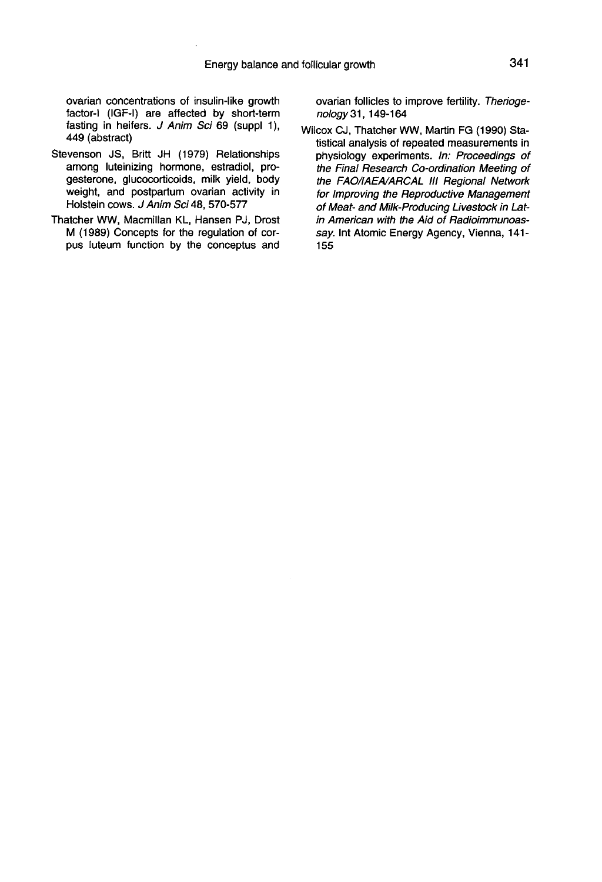ovarian concentrations of insulin-like growth factor-I (IGF-I) are affected by short-term fasting in heifers. *J Anim Sci* 69 (suppl 1), 449 (abstract)

Stevenson JS, Britt JH (1979) Relationships among luteinizing hormone, estradiol, progesterone, glucocorticoids, milk yield, body weight, and postpartum ovarian activity in Holstein cows. *J Anim Sci* 48, 570-577

Thatcher WW, Macmillan KL, Hansen PJ, Drost M (1989) Concepts for the regulation of corpus luteum function by the conceptus and ovarian follicles to improve fertility. *Theriogenology* 31, 149-164

Wilcox CJ, Thatcher WW, Martin FG (1990) Statistical analysis of repeated measurements in physiology experiments. *In: Proceedings of the Final Research Co-ordination Meeting of the FAO/IAEA/ARCAL III Regional Network for Improving the Reproductive Management of Meat- and Milk-Producing Livestock in Latin American with the Aid of Radioimmunoassay.* Int Atomic Energy Agency, Vienna, 141-155